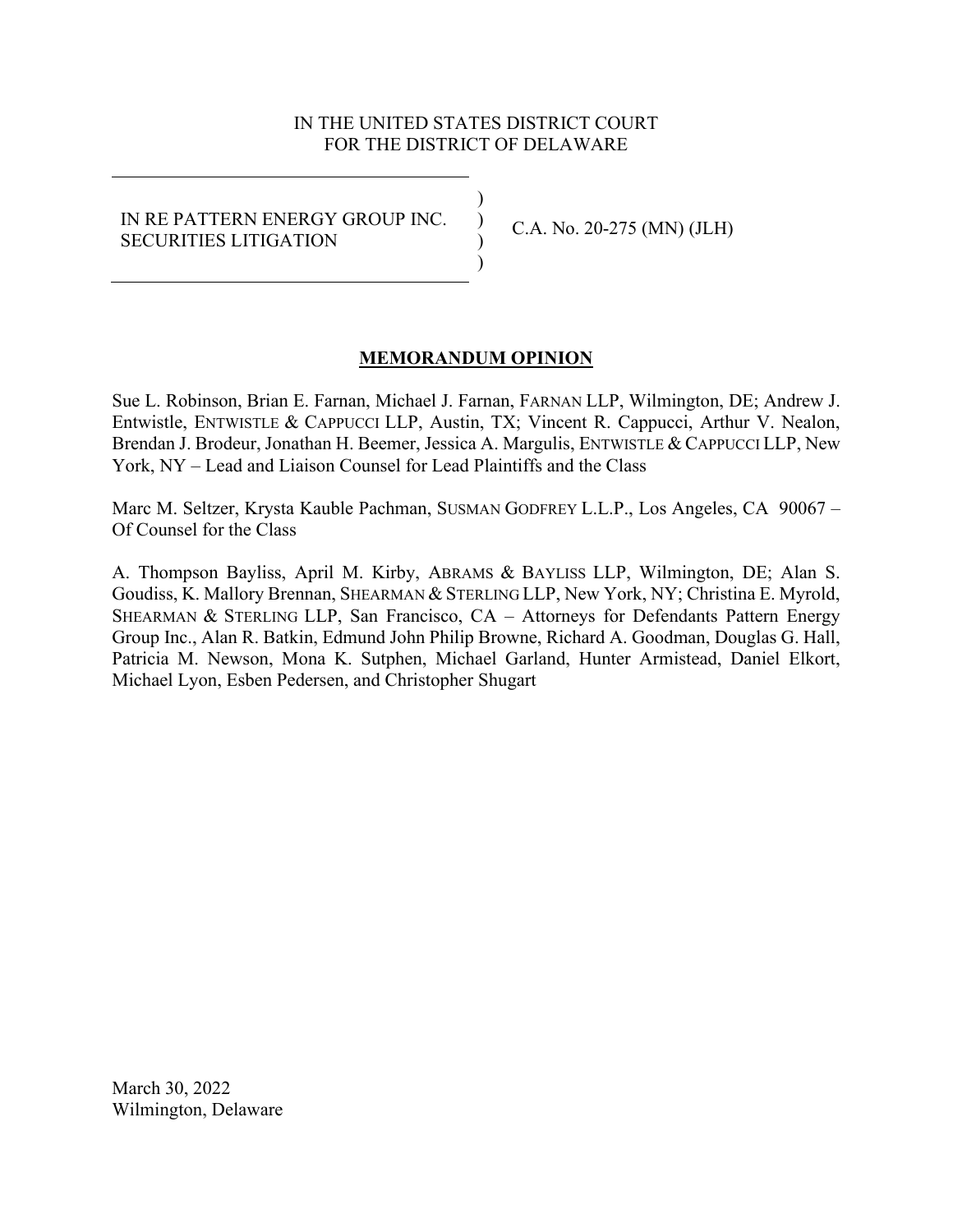IN THE UNITED STATES DISTRICT COURT
FOR THE DISTRICT OF DELAWARE

| | |
|---|---|
| IN RE PATTERN ENERGY GROUP INC. SECURITIES LITIGATION | C.A. No. 20-275 (MN) (JLH) |

**MEMORANDUM OPINION**

Sue L. Robinson, Brian E. Farnan, Michael J. Farnan, FARNAN LLP, Wilmington, DE; Andrew J. Entwistle, ENTWISTLE & CAPPUCCI LLP, Austin, TX; Vincent R. Cappucci, Arthur V. Nealon, Brendan J. Brodeur, Jonathan H. Beemer, Jessica A. Margulis, ENTWISTLE & CAPPUCCI LLP, New York, NY – Lead and Liaison Counsel for Lead Plaintiffs and the Class

Marc M. Seltzer, Krysta Kauble Pachman, SUSMAN GODFREY L.L.P., Los Angeles, CA 90067 – Of Counsel for the Class

A. Thompson Bayliss, April M. Kirby, ABRAMS & BAYLISS LLP, Wilmington, DE; Alan S. Goudiss, K. Mallory Brennan, SHEARMAN & STERLING LLP, New York, NY; Christina E. Myrold, SHEARMAN & STERLING LLP, San Francisco, CA – Attorneys for Defendants Pattern Energy Group Inc., Alan R. Batkin, Edmund John Philip Browne, Richard A. Goodman, Douglas G. Hall, Patricia M. Newson, Mona K. Sutphen, Michael Garland, Hunter Armistead, Daniel Elkort, Michael Lyon, Esben Pedersen, and Christopher Shugart

March 30, 2022
Wilmington, Delaware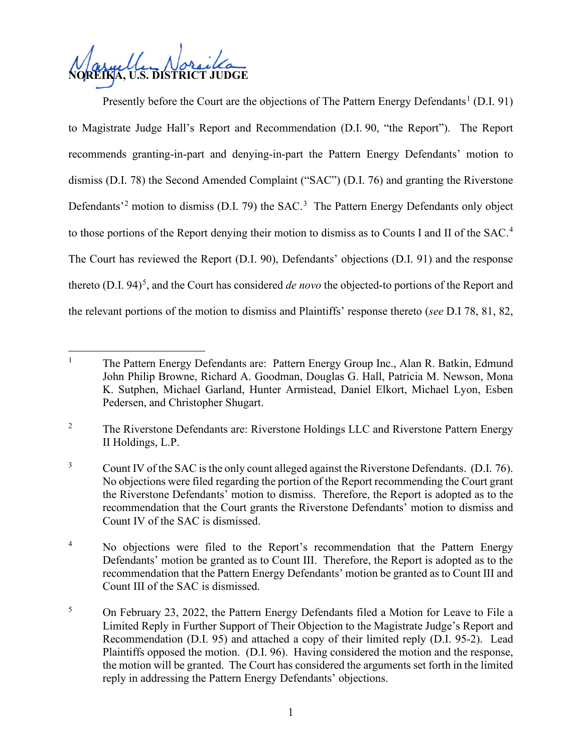**NOREIKA, U.S. DISTRICT JUDGE**

Presently before the Court are the objections of The Pattern Energy Defendants[1] (D.I. 91) to Magistrate Judge Hall's Report and Recommendation (D.I. 90, "the Report"). The Report recommends granting-in-part and denying-in-part the Pattern Energy Defendants' motion to dismiss (D.I. 78) the Second Amended Complaint ("SAC") (D.I. 76) and granting the Riverstone Defendants'[2] motion to dismiss (D.I. 79) the SAC.[3] The Pattern Energy Defendants only object to those portions of the Report denying their motion to dismiss as to Counts I and II of the SAC.[4] The Court has reviewed the Report (D.I. 90), Defendants' objections (D.I. 91) and the response thereto (D.I. 94)[5], and the Court has considered *de novo* the objected-to portions of the Report and the relevant portions of the motion to dismiss and Plaintiffs' response thereto (*see* D.I 78, 81, 82,

---

[1] The Pattern Energy Defendants are: Pattern Energy Group Inc., Alan R. Batkin, Edmund John Philip Browne, Richard A. Goodman, Douglas G. Hall, Patricia M. Newson, Mona K. Sutphen, Michael Garland, Hunter Armistead, Daniel Elkort, Michael Lyon, Esben Pedersen, and Christopher Shugart.

[2] The Riverstone Defendants are: Riverstone Holdings LLC and Riverstone Pattern Energy II Holdings, L.P.

[3] Count IV of the SAC is the only count alleged against the Riverstone Defendants. (D.I. 76). No objections were filed regarding the portion of the Report recommending the Court grant the Riverstone Defendants' motion to dismiss. Therefore, the Report is adopted as to the recommendation that the Court grants the Riverstone Defendants' motion to dismiss and Count IV of the SAC is dismissed.

[4] No objections were filed to the Report's recommendation that the Pattern Energy Defendants' motion be granted as to Count III. Therefore, the Report is adopted as to the recommendation that the Pattern Energy Defendants' motion be granted as to Count III and Count III of the SAC is dismissed.

[5] On February 23, 2022, the Pattern Energy Defendants filed a Motion for Leave to File a Limited Reply in Further Support of Their Objection to the Magistrate Judge's Report and Recommendation (D.I. 95) and attached a copy of their limited reply (D.I. 95-2). Lead Plaintiffs opposed the motion. (D.I. 96). Having considered the motion and the response, the motion will be granted. The Court has considered the arguments set forth in the limited reply in addressing the Pattern Energy Defendants' objections.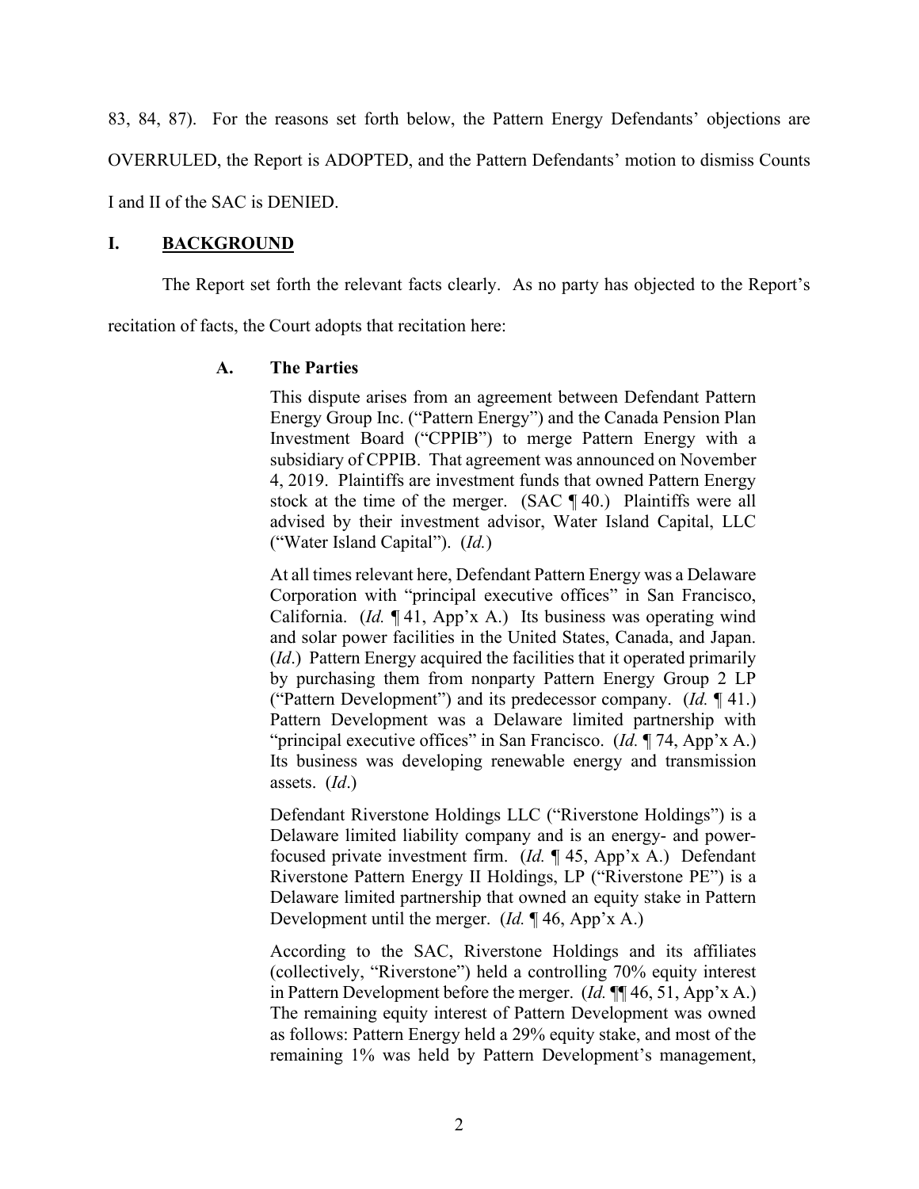83, 84, 87). For the reasons set forth below, the Pattern Energy Defendants' objections are OVERRULED, the Report is ADOPTED, and the Pattern Defendants' motion to dismiss Counts I and II of the SAC is DENIED.

## I. BACKGROUND

The Report set forth the relevant facts clearly. As no party has objected to the Report's recitation of facts, the Court adopts that recitation here:

> ### A. The Parties
>
> This dispute arises from an agreement between Defendant Pattern Energy Group Inc. ("Pattern Energy") and the Canada Pension Plan Investment Board ("CPPIB") to merge Pattern Energy with a subsidiary of CPPIB. That agreement was announced on November 4, 2019. Plaintiffs are investment funds that owned Pattern Energy stock at the time of the merger. (SAC ¶ 40.) Plaintiffs were all advised by their investment advisor, Water Island Capital, LLC ("Water Island Capital"). (*Id.*)
>
> At all times relevant here, Defendant Pattern Energy was a Delaware Corporation with "principal executive offices" in San Francisco, California. (*Id.* ¶ 41, App'x A.) Its business was operating wind and solar power facilities in the United States, Canada, and Japan. (*Id*.) Pattern Energy acquired the facilities that it operated primarily by purchasing them from nonparty Pattern Energy Group 2 LP ("Pattern Development") and its predecessor company. (*Id.* ¶ 41.) Pattern Development was a Delaware limited partnership with "principal executive offices" in San Francisco. (*Id.* ¶ 74, App'x A.) Its business was developing renewable energy and transmission assets. (*Id*.)
>
> Defendant Riverstone Holdings LLC ("Riverstone Holdings") is a Delaware limited liability company and is an energy- and power-focused private investment firm. (*Id.* ¶ 45, App'x A.) Defendant Riverstone Pattern Energy II Holdings, LP ("Riverstone PE") is a Delaware limited partnership that owned an equity stake in Pattern Development until the merger. (*Id.* ¶ 46, App'x A.)
>
> According to the SAC, Riverstone Holdings and its affiliates (collectively, "Riverstone") held a controlling 70% equity interest in Pattern Development before the merger. (*Id.* ¶¶ 46, 51, App'x A.) The remaining equity interest of Pattern Development was owned as follows: Pattern Energy held a 29% equity stake, and most of the remaining 1% was held by Pattern Development's management,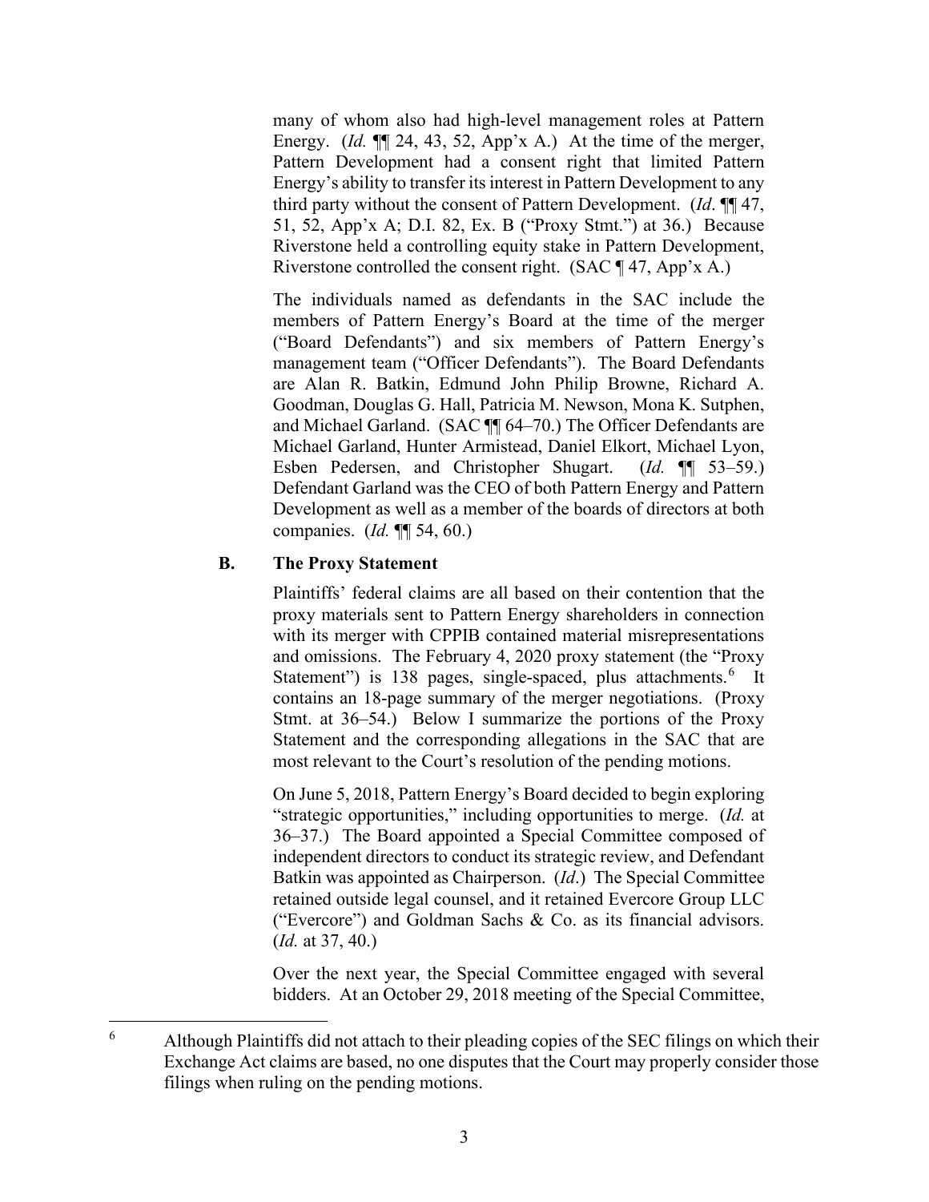many of whom also had high-level management roles at Pattern Energy. (*Id.* ¶¶ 24, 43, 52, App'x A.) At the time of the merger, Pattern Development had a consent right that limited Pattern Energy's ability to transfer its interest in Pattern Development to any third party without the consent of Pattern Development. (*Id*. ¶¶ 47, 51, 52, App'x A; D.I. 82, Ex. B ("Proxy Stmt.") at 36.) Because Riverstone held a controlling equity stake in Pattern Development, Riverstone controlled the consent right. (SAC ¶ 47, App'x A.)

The individuals named as defendants in the SAC include the members of Pattern Energy's Board at the time of the merger ("Board Defendants") and six members of Pattern Energy's management team ("Officer Defendants"). The Board Defendants are Alan R. Batkin, Edmund John Philip Browne, Richard A. Goodman, Douglas G. Hall, Patricia M. Newson, Mona K. Sutphen, and Michael Garland. (SAC ¶¶ 64–70.) The Officer Defendants are Michael Garland, Hunter Armistead, Daniel Elkort, Michael Lyon, Esben Pedersen, and Christopher Shugart. (*Id.* ¶¶ 53–59.) Defendant Garland was the CEO of both Pattern Energy and Pattern Development as well as a member of the boards of directors at both companies. (*Id.* ¶¶ 54, 60.)

### B. The Proxy Statement

Plaintiffs' federal claims are all based on their contention that the proxy materials sent to Pattern Energy shareholders in connection with its merger with CPPIB contained material misrepresentations and omissions. The February 4, 2020 proxy statement (the "Proxy Statement") is 138 pages, single-spaced, plus attachments.[6] It contains an 18-page summary of the merger negotiations. (Proxy Stmt. at 36–54.) Below I summarize the portions of the Proxy Statement and the corresponding allegations in the SAC that are most relevant to the Court's resolution of the pending motions.

On June 5, 2018, Pattern Energy's Board decided to begin exploring "strategic opportunities," including opportunities to merge. (*Id.* at 36–37.) The Board appointed a Special Committee composed of independent directors to conduct its strategic review, and Defendant Batkin was appointed as Chairperson. (*Id*.) The Special Committee retained outside legal counsel, and it retained Evercore Group LLC ("Evercore") and Goldman Sachs & Co. as its financial advisors. (*Id.* at 37, 40.)

Over the next year, the Special Committee engaged with several bidders. At an October 29, 2018 meeting of the Special Committee,

---

[6] Although Plaintiffs did not attach to their pleading copies of the SEC filings on which their Exchange Act claims are based, no one disputes that the Court may properly consider those filings when ruling on the pending motions.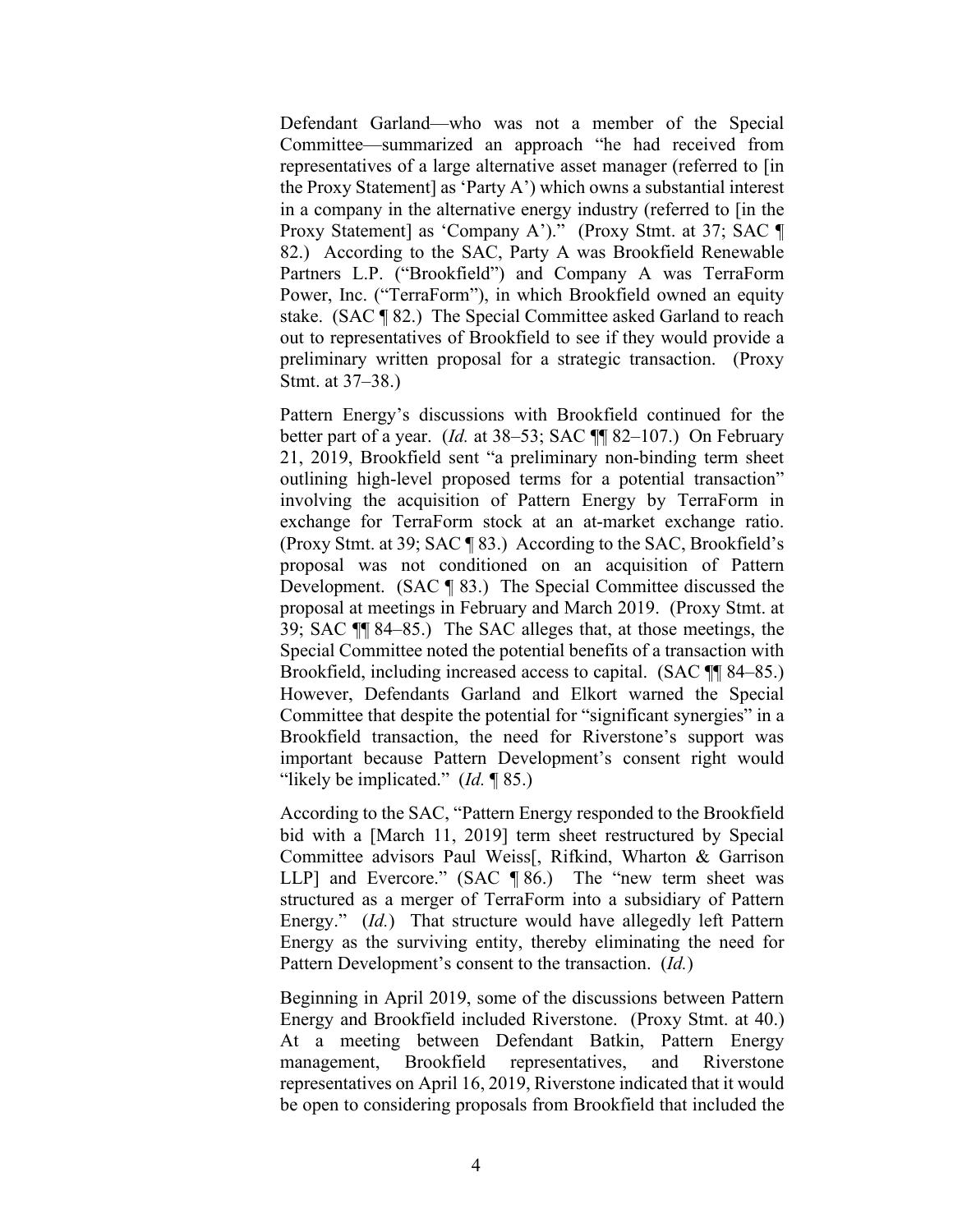Defendant Garland—who was not a member of the Special Committee—summarized an approach "he had received from representatives of a large alternative asset manager (referred to [in the Proxy Statement] as 'Party A') which owns a substantial interest in a company in the alternative energy industry (referred to [in the Proxy Statement] as 'Company A')." (Proxy Stmt. at 37; SAC ¶ 82.) According to the SAC, Party A was Brookfield Renewable Partners L.P. ("Brookfield") and Company A was TerraForm Power, Inc. ("TerraForm"), in which Brookfield owned an equity stake. (SAC ¶ 82.) The Special Committee asked Garland to reach out to representatives of Brookfield to see if they would provide a preliminary written proposal for a strategic transaction. (Proxy Stmt. at 37–38.)

Pattern Energy's discussions with Brookfield continued for the better part of a year. (*Id.* at 38–53; SAC ¶¶ 82–107.) On February 21, 2019, Brookfield sent "a preliminary non-binding term sheet outlining high-level proposed terms for a potential transaction" involving the acquisition of Pattern Energy by TerraForm in exchange for TerraForm stock at an at-market exchange ratio. (Proxy Stmt. at 39; SAC ¶ 83.) According to the SAC, Brookfield's proposal was not conditioned on an acquisition of Pattern Development. (SAC ¶ 83.) The Special Committee discussed the proposal at meetings in February and March 2019. (Proxy Stmt. at 39; SAC ¶¶ 84–85.) The SAC alleges that, at those meetings, the Special Committee noted the potential benefits of a transaction with Brookfield, including increased access to capital. (SAC ¶¶ 84–85.) However, Defendants Garland and Elkort warned the Special Committee that despite the potential for "significant synergies" in a Brookfield transaction, the need for Riverstone's support was important because Pattern Development's consent right would "likely be implicated." (*Id.* ¶ 85.)

According to the SAC, "Pattern Energy responded to the Brookfield bid with a [March 11, 2019] term sheet restructured by Special Committee advisors Paul Weiss[, Rifkind, Wharton & Garrison LLP] and Evercore." (SAC ¶ 86.) The "new term sheet was structured as a merger of TerraForm into a subsidiary of Pattern Energy." (*Id.*) That structure would have allegedly left Pattern Energy as the surviving entity, thereby eliminating the need for Pattern Development's consent to the transaction. (*Id.*)

Beginning in April 2019, some of the discussions between Pattern Energy and Brookfield included Riverstone. (Proxy Stmt. at 40.) At a meeting between Defendant Batkin, Pattern Energy management, Brookfield representatives, and Riverstone representatives on April 16, 2019, Riverstone indicated that it would be open to considering proposals from Brookfield that included the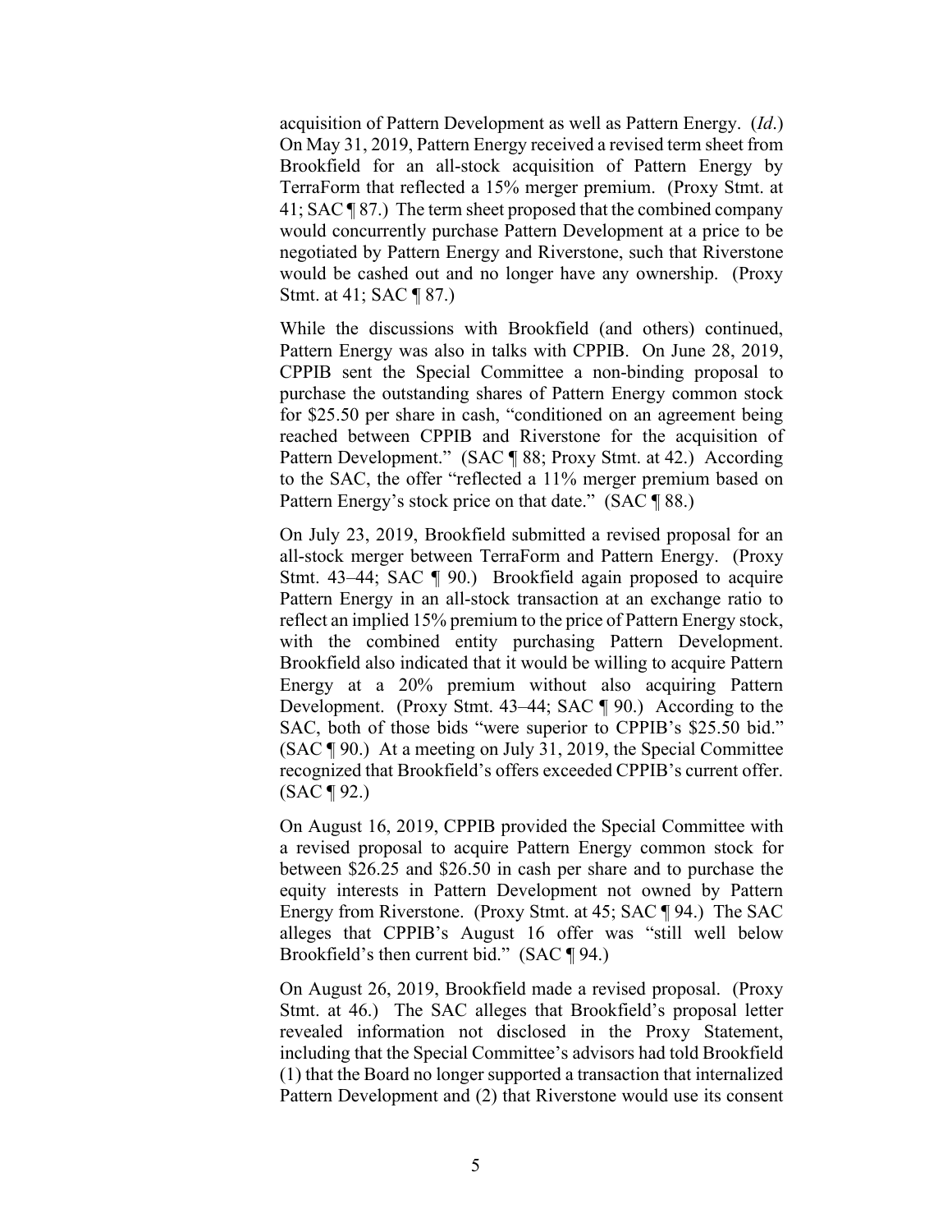acquisition of Pattern Development as well as Pattern Energy. (*Id*.) On May 31, 2019, Pattern Energy received a revised term sheet from Brookfield for an all-stock acquisition of Pattern Energy by TerraForm that reflected a 15% merger premium. (Proxy Stmt. at 41; SAC ¶ 87.) The term sheet proposed that the combined company would concurrently purchase Pattern Development at a price to be negotiated by Pattern Energy and Riverstone, such that Riverstone would be cashed out and no longer have any ownership. (Proxy Stmt. at 41; SAC ¶ 87.)

While the discussions with Brookfield (and others) continued, Pattern Energy was also in talks with CPPIB. On June 28, 2019, CPPIB sent the Special Committee a non-binding proposal to purchase the outstanding shares of Pattern Energy common stock for $25.50 per share in cash, "conditioned on an agreement being reached between CPPIB and Riverstone for the acquisition of Pattern Development." (SAC ¶ 88; Proxy Stmt. at 42.) According to the SAC, the offer "reflected a 11% merger premium based on Pattern Energy's stock price on that date." (SAC ¶ 88.)

On July 23, 2019, Brookfield submitted a revised proposal for an all-stock merger between TerraForm and Pattern Energy. (Proxy Stmt. 43–44; SAC ¶ 90.) Brookfield again proposed to acquire Pattern Energy in an all-stock transaction at an exchange ratio to reflect an implied 15% premium to the price of Pattern Energy stock, with the combined entity purchasing Pattern Development. Brookfield also indicated that it would be willing to acquire Pattern Energy at a 20% premium without also acquiring Pattern Development. (Proxy Stmt. 43–44; SAC ¶ 90.) According to the SAC, both of those bids "were superior to CPPIB's $25.50 bid." (SAC ¶ 90.) At a meeting on July 31, 2019, the Special Committee recognized that Brookfield's offers exceeded CPPIB's current offer. (SAC ¶ 92.)

On August 16, 2019, CPPIB provided the Special Committee with a revised proposal to acquire Pattern Energy common stock for between $26.25 and $26.50 in cash per share and to purchase the equity interests in Pattern Development not owned by Pattern Energy from Riverstone. (Proxy Stmt. at 45; SAC ¶ 94.) The SAC alleges that CPPIB's August 16 offer was "still well below Brookfield's then current bid." (SAC ¶ 94.)

On August 26, 2019, Brookfield made a revised proposal. (Proxy Stmt. at 46.) The SAC alleges that Brookfield's proposal letter revealed information not disclosed in the Proxy Statement, including that the Special Committee's advisors had told Brookfield (1) that the Board no longer supported a transaction that internalized Pattern Development and (2) that Riverstone would use its consent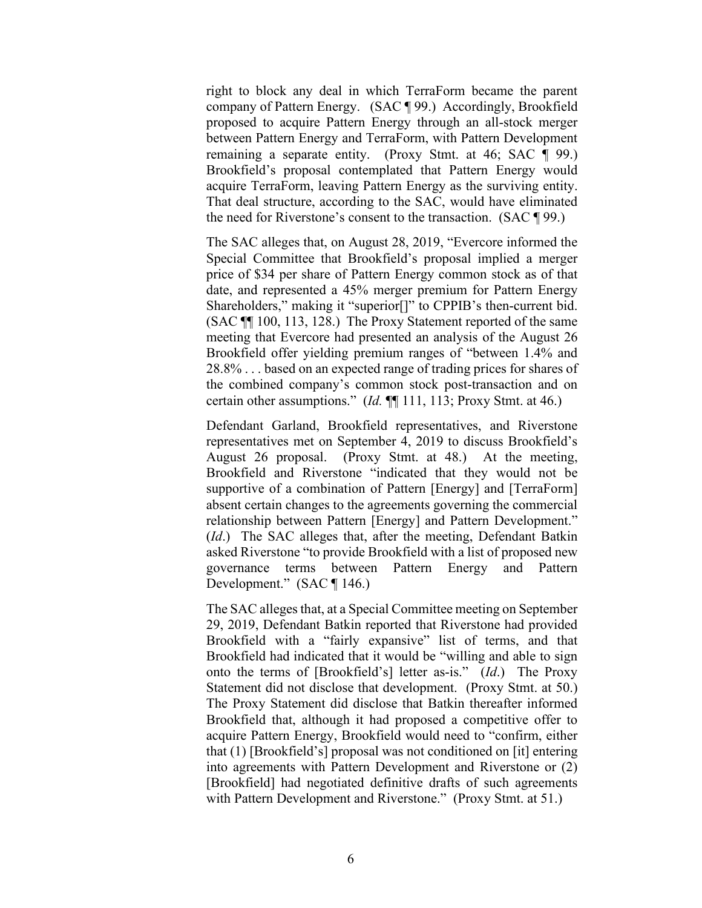right to block any deal in which TerraForm became the parent company of Pattern Energy. (SAC ¶ 99.) Accordingly, Brookfield proposed to acquire Pattern Energy through an all-stock merger between Pattern Energy and TerraForm, with Pattern Development remaining a separate entity. (Proxy Stmt. at 46; SAC ¶ 99.) Brookfield's proposal contemplated that Pattern Energy would acquire TerraForm, leaving Pattern Energy as the surviving entity. That deal structure, according to the SAC, would have eliminated the need for Riverstone's consent to the transaction. (SAC ¶ 99.)

The SAC alleges that, on August 28, 2019, "Evercore informed the Special Committee that Brookfield's proposal implied a merger price of $34 per share of Pattern Energy common stock as of that date, and represented a 45% merger premium for Pattern Energy Shareholders," making it "superior[]" to CPPIB's then-current bid. (SAC ¶¶ 100, 113, 128.) The Proxy Statement reported of the same meeting that Evercore had presented an analysis of the August 26 Brookfield offer yielding premium ranges of "between 1.4% and 28.8% . . . based on an expected range of trading prices for shares of the combined company's common stock post-transaction and on certain other assumptions." (*Id.* ¶¶ 111, 113; Proxy Stmt. at 46.)

Defendant Garland, Brookfield representatives, and Riverstone representatives met on September 4, 2019 to discuss Brookfield's August 26 proposal. (Proxy Stmt. at 48.) At the meeting, Brookfield and Riverstone "indicated that they would not be supportive of a combination of Pattern [Energy] and [TerraForm] absent certain changes to the agreements governing the commercial relationship between Pattern [Energy] and Pattern Development." (*Id*.) The SAC alleges that, after the meeting, Defendant Batkin asked Riverstone "to provide Brookfield with a list of proposed new governance terms between Pattern Energy and Pattern Development." (SAC ¶ 146.)

The SAC alleges that, at a Special Committee meeting on September 29, 2019, Defendant Batkin reported that Riverstone had provided Brookfield with a "fairly expansive" list of terms, and that Brookfield had indicated that it would be "willing and able to sign onto the terms of [Brookfield's] letter as-is." (*Id*.) The Proxy Statement did not disclose that development. (Proxy Stmt. at 50.) The Proxy Statement did disclose that Batkin thereafter informed Brookfield that, although it had proposed a competitive offer to acquire Pattern Energy, Brookfield would need to "confirm, either that (1) [Brookfield's] proposal was not conditioned on [it] entering into agreements with Pattern Development and Riverstone or (2) [Brookfield] had negotiated definitive drafts of such agreements with Pattern Development and Riverstone." (Proxy Stmt. at 51.)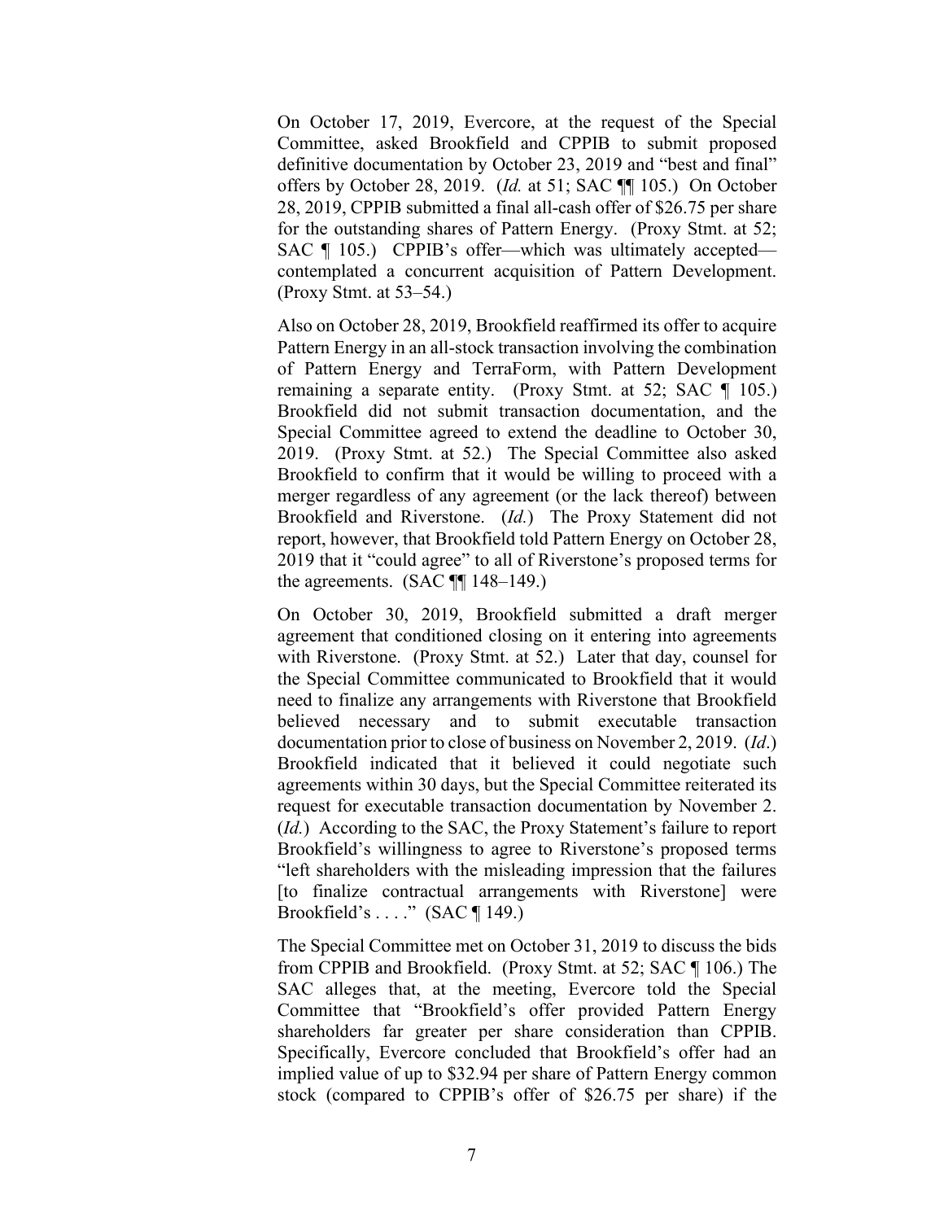On October 17, 2019, Evercore, at the request of the Special Committee, asked Brookfield and CPPIB to submit proposed definitive documentation by October 23, 2019 and "best and final" offers by October 28, 2019. (*Id.* at 51; SAC ¶¶ 105.) On October 28, 2019, CPPIB submitted a final all-cash offer of $26.75 per share for the outstanding shares of Pattern Energy. (Proxy Stmt. at 52; SAC ¶ 105.) CPPIB's offer—which was ultimately accepted—contemplated a concurrent acquisition of Pattern Development. (Proxy Stmt. at 53–54.)

Also on October 28, 2019, Brookfield reaffirmed its offer to acquire Pattern Energy in an all-stock transaction involving the combination of Pattern Energy and TerraForm, with Pattern Development remaining a separate entity. (Proxy Stmt. at 52; SAC ¶ 105.) Brookfield did not submit transaction documentation, and the Special Committee agreed to extend the deadline to October 30, 2019. (Proxy Stmt. at 52.) The Special Committee also asked Brookfield to confirm that it would be willing to proceed with a merger regardless of any agreement (or the lack thereof) between Brookfield and Riverstone. (*Id.*) The Proxy Statement did not report, however, that Brookfield told Pattern Energy on October 28, 2019 that it "could agree" to all of Riverstone's proposed terms for the agreements. (SAC ¶¶ 148–149.)

On October 30, 2019, Brookfield submitted a draft merger agreement that conditioned closing on it entering into agreements with Riverstone. (Proxy Stmt. at 52.) Later that day, counsel for the Special Committee communicated to Brookfield that it would need to finalize any arrangements with Riverstone that Brookfield believed necessary and to submit executable transaction documentation prior to close of business on November 2, 2019. (*Id*.) Brookfield indicated that it believed it could negotiate such agreements within 30 days, but the Special Committee reiterated its request for executable transaction documentation by November 2. (*Id.*) According to the SAC, the Proxy Statement's failure to report Brookfield's willingness to agree to Riverstone's proposed terms "left shareholders with the misleading impression that the failures [to finalize contractual arrangements with Riverstone] were Brookfield's . . . ." (SAC ¶ 149.)

The Special Committee met on October 31, 2019 to discuss the bids from CPPIB and Brookfield. (Proxy Stmt. at 52; SAC ¶ 106.) The SAC alleges that, at the meeting, Evercore told the Special Committee that "Brookfield's offer provided Pattern Energy shareholders far greater per share consideration than CPPIB. Specifically, Evercore concluded that Brookfield's offer had an implied value of up to $32.94 per share of Pattern Energy common stock (compared to CPPIB's offer of $26.75 per share) if the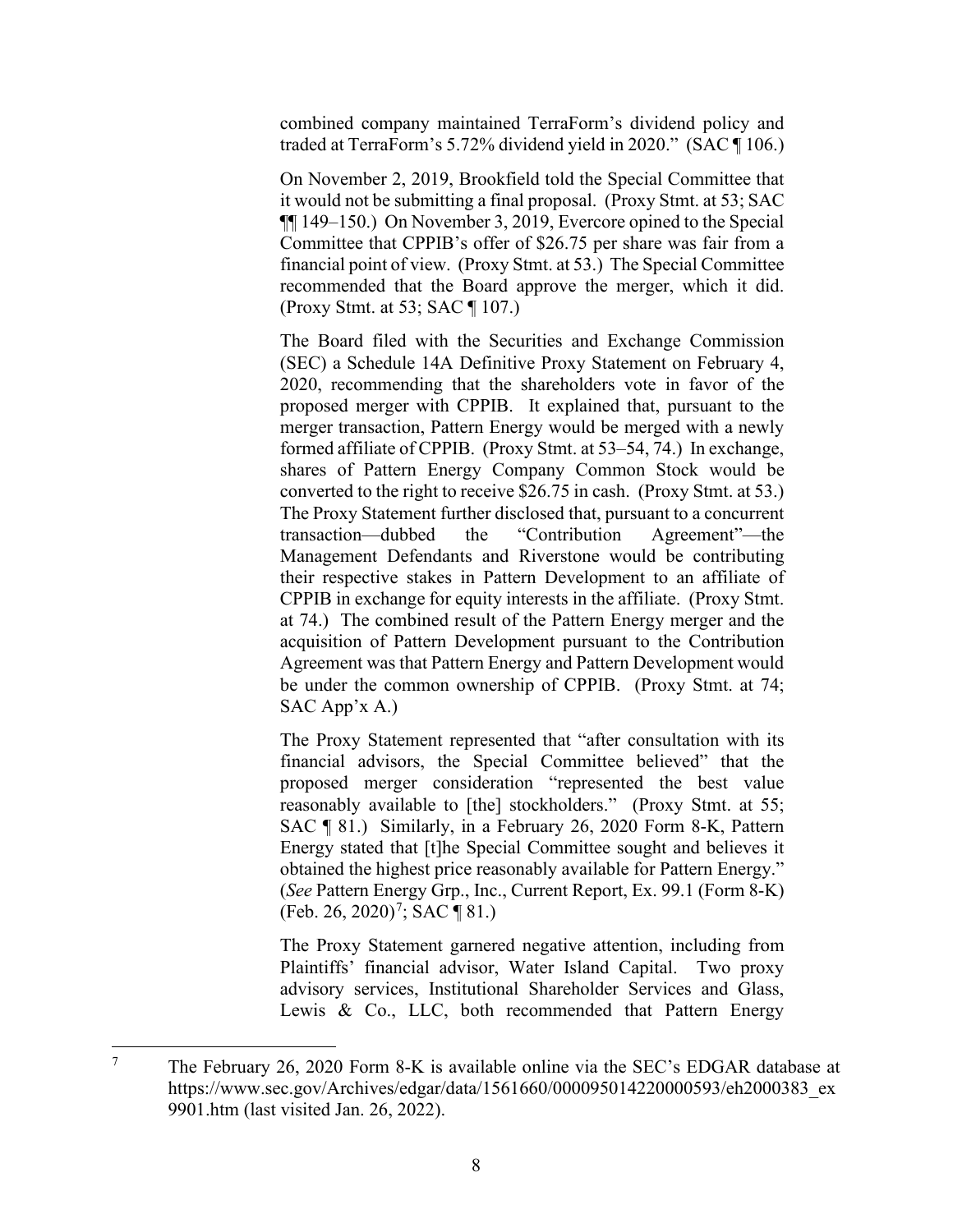combined company maintained TerraForm's dividend policy and traded at TerraForm's 5.72% dividend yield in 2020." (SAC ¶ 106.)

On November 2, 2019, Brookfield told the Special Committee that it would not be submitting a final proposal. (Proxy Stmt. at 53; SAC ¶¶ 149–150.) On November 3, 2019, Evercore opined to the Special Committee that CPPIB's offer of $26.75 per share was fair from a financial point of view. (Proxy Stmt. at 53.) The Special Committee recommended that the Board approve the merger, which it did. (Proxy Stmt. at 53; SAC ¶ 107.)

The Board filed with the Securities and Exchange Commission (SEC) a Schedule 14A Definitive Proxy Statement on February 4, 2020, recommending that the shareholders vote in favor of the proposed merger with CPPIB. It explained that, pursuant to the merger transaction, Pattern Energy would be merged with a newly formed affiliate of CPPIB. (Proxy Stmt. at 53–54, 74.) In exchange, shares of Pattern Energy Company Common Stock would be converted to the right to receive $26.75 in cash. (Proxy Stmt. at 53.) The Proxy Statement further disclosed that, pursuant to a concurrent transaction—dubbed the "Contribution Agreement"—the Management Defendants and Riverstone would be contributing their respective stakes in Pattern Development to an affiliate of CPPIB in exchange for equity interests in the affiliate. (Proxy Stmt. at 74.) The combined result of the Pattern Energy merger and the acquisition of Pattern Development pursuant to the Contribution Agreement was that Pattern Energy and Pattern Development would be under the common ownership of CPPIB. (Proxy Stmt. at 74; SAC App'x A.)

The Proxy Statement represented that "after consultation with its financial advisors, the Special Committee believed" that the proposed merger consideration "represented the best value reasonably available to [the] stockholders." (Proxy Stmt. at 55; SAC ¶ 81.) Similarly, in a February 26, 2020 Form 8-K, Pattern Energy stated that [t]he Special Committee sought and believes it obtained the highest price reasonably available for Pattern Energy." (*See* Pattern Energy Grp., Inc., Current Report, Ex. 99.1 (Form 8-K) (Feb. 26, 2020)[7]; SAC ¶ 81.)

The Proxy Statement garnered negative attention, including from Plaintiffs' financial advisor, Water Island Capital. Two proxy advisory services, Institutional Shareholder Services and Glass, Lewis & Co., LLC, both recommended that Pattern Energy

---

[7] The February 26, 2020 Form 8-K is available online via the SEC's EDGAR database at https://www.sec.gov/Archives/edgar/data/1561660/000095014220000593/eh2000383_ex9901.htm (last visited Jan. 26, 2022).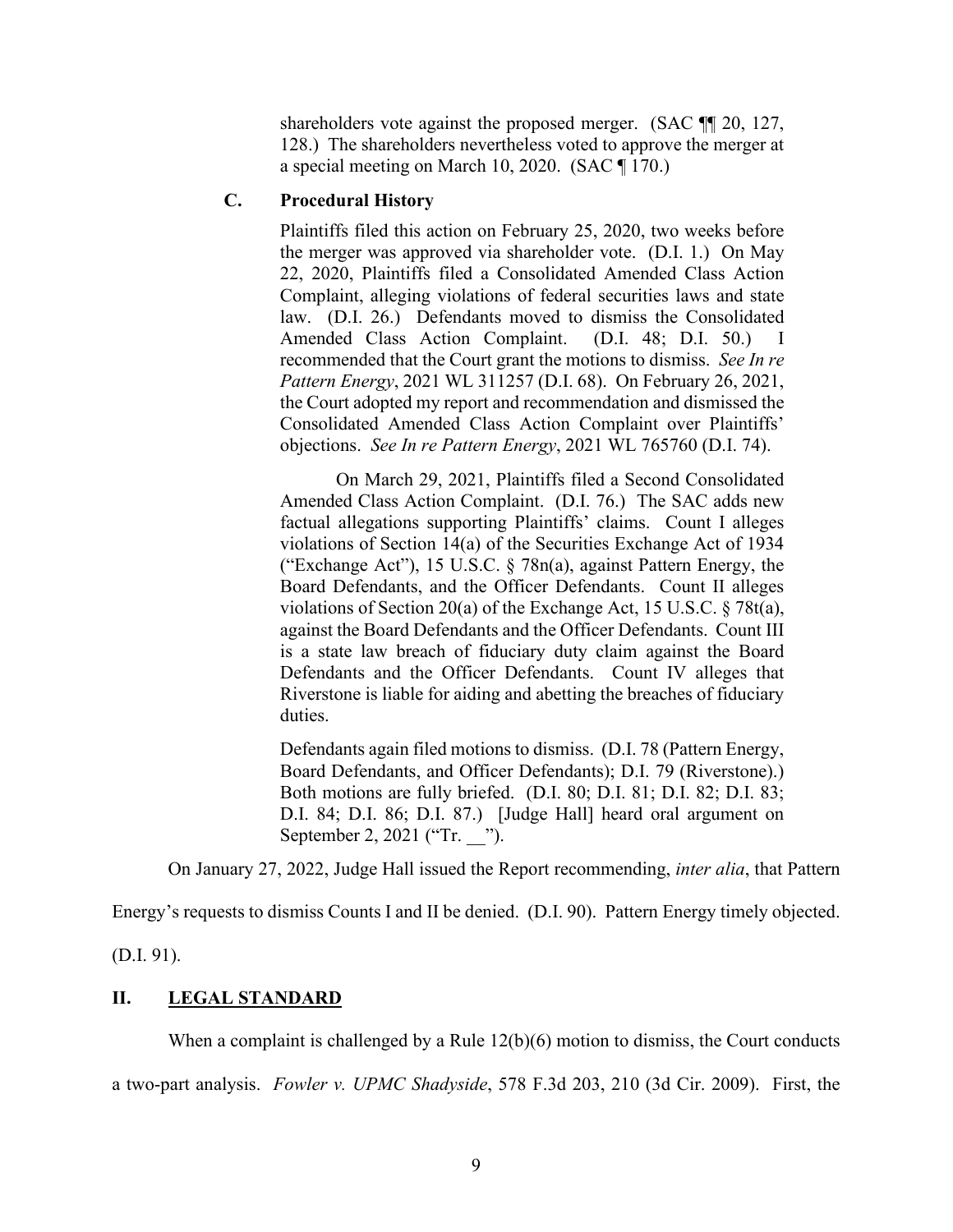> shareholders vote against the proposed merger. (SAC ¶¶ 20, 127, 128.) The shareholders nevertheless voted to approve the merger at a special meeting on March 10, 2020. (SAC ¶ 170.)
>
> **C. Procedural History**
>
> Plaintiffs filed this action on February 25, 2020, two weeks before the merger was approved via shareholder vote. (D.I. 1.) On May 22, 2020, Plaintiffs filed a Consolidated Amended Class Action Complaint, alleging violations of federal securities laws and state law. (D.I. 26.) Defendants moved to dismiss the Consolidated Amended Class Action Complaint. (D.I. 48; D.I. 50.) I recommended that the Court grant the motions to dismiss. *See In re Pattern Energy*, 2021 WL 311257 (D.I. 68). On February 26, 2021, the Court adopted my report and recommendation and dismissed the Consolidated Amended Class Action Complaint over Plaintiffs' objections. *See In re Pattern Energy*, 2021 WL 765760 (D.I. 74).
>
> On March 29, 2021, Plaintiffs filed a Second Consolidated Amended Class Action Complaint. (D.I. 76.) The SAC adds new factual allegations supporting Plaintiffs' claims. Count I alleges violations of Section 14(a) of the Securities Exchange Act of 1934 ("Exchange Act"), 15 U.S.C. § 78n(a), against Pattern Energy, the Board Defendants, and the Officer Defendants. Count II alleges violations of Section 20(a) of the Exchange Act, 15 U.S.C. § 78t(a), against the Board Defendants and the Officer Defendants. Count III is a state law breach of fiduciary duty claim against the Board Defendants and the Officer Defendants. Count IV alleges that Riverstone is liable for aiding and abetting the breaches of fiduciary duties.
>
> Defendants again filed motions to dismiss. (D.I. 78 (Pattern Energy, Board Defendants, and Officer Defendants); D.I. 79 (Riverstone).) Both motions are fully briefed. (D.I. 80; D.I. 81; D.I. 82; D.I. 83; D.I. 84; D.I. 86; D.I. 87.) [Judge Hall] heard oral argument on September 2, 2021 ("Tr. __").

On January 27, 2022, Judge Hall issued the Report recommending, *inter alia*, that Pattern Energy's requests to dismiss Counts I and II be denied. (D.I. 90). Pattern Energy timely objected. (D.I. 91).

## II. LEGAL STANDARD

When a complaint is challenged by a Rule 12(b)(6) motion to dismiss, the Court conducts a two-part analysis. *Fowler v. UPMC Shadyside*, 578 F.3d 203, 210 (3d Cir. 2009). First, the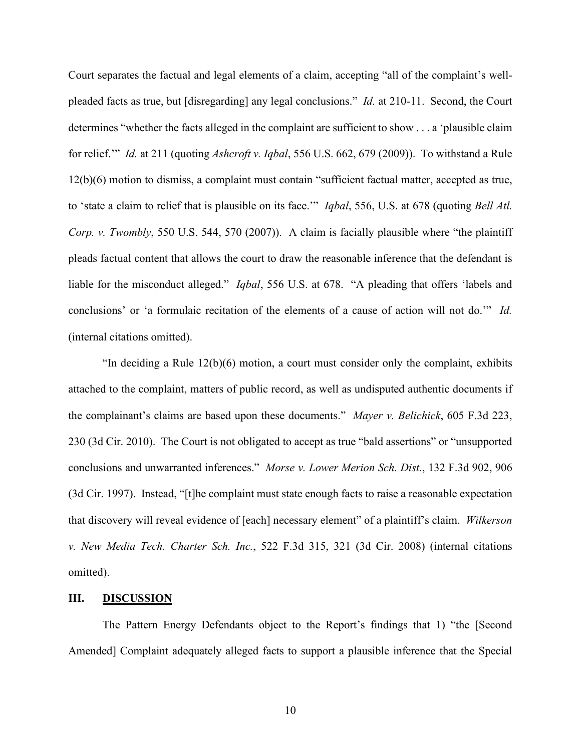Court separates the factual and legal elements of a claim, accepting "all of the complaint's well-pleaded facts as true, but [disregarding] any legal conclusions." *Id.* at 210-11. Second, the Court determines "whether the facts alleged in the complaint are sufficient to show . . . a 'plausible claim for relief.'" *Id.* at 211 (quoting *Ashcroft v. Iqbal*, 556 U.S. 662, 679 (2009)). To withstand a Rule 12(b)(6) motion to dismiss, a complaint must contain "sufficient factual matter, accepted as true, to 'state a claim to relief that is plausible on its face.'" *Iqbal*, 556, U.S. at 678 (quoting *Bell Atl. Corp. v. Twombly*, 550 U.S. 544, 570 (2007)). A claim is facially plausible where "the plaintiff pleads factual content that allows the court to draw the reasonable inference that the defendant is liable for the misconduct alleged." *Iqbal*, 556 U.S. at 678. "A pleading that offers 'labels and conclusions' or 'a formulaic recitation of the elements of a cause of action will not do.'" *Id.* (internal citations omitted).

"In deciding a Rule 12(b)(6) motion, a court must consider only the complaint, exhibits attached to the complaint, matters of public record, as well as undisputed authentic documents if the complainant's claims are based upon these documents." *Mayer v. Belichick*, 605 F.3d 223, 230 (3d Cir. 2010). The Court is not obligated to accept as true "bald assertions" or "unsupported conclusions and unwarranted inferences." *Morse v. Lower Merion Sch. Dist.*, 132 F.3d 902, 906 (3d Cir. 1997). Instead, "[t]he complaint must state enough facts to raise a reasonable expectation that discovery will reveal evidence of [each] necessary element" of a plaintiff's claim. *Wilkerson v. New Media Tech. Charter Sch. Inc.*, 522 F.3d 315, 321 (3d Cir. 2008) (internal citations omitted).

## III. DISCUSSION

The Pattern Energy Defendants object to the Report's findings that 1) "the [Second Amended] Complaint adequately alleged facts to support a plausible inference that the Special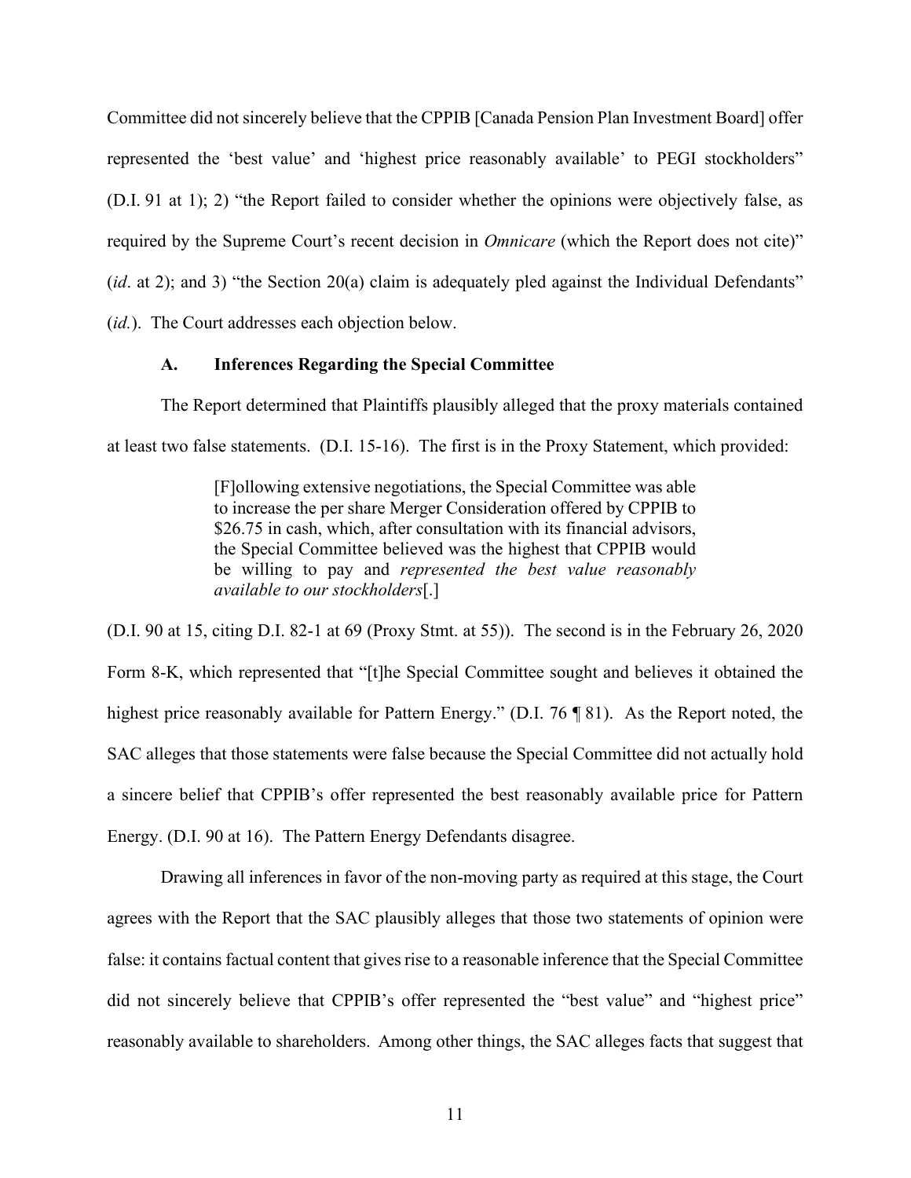Committee did not sincerely believe that the CPPIB [Canada Pension Plan Investment Board] offer represented the 'best value' and 'highest price reasonably available' to PEGI stockholders" (D.I. 91 at 1); 2) "the Report failed to consider whether the opinions were objectively false, as required by the Supreme Court's recent decision in *Omnicare* (which the Report does not cite)" (*id*. at 2); and 3) "the Section 20(a) claim is adequately pled against the Individual Defendants" (*id.*). The Court addresses each objection below.

### A. Inferences Regarding the Special Committee

The Report determined that Plaintiffs plausibly alleged that the proxy materials contained at least two false statements. (D.I. 15-16). The first is in the Proxy Statement, which provided:

> [F]ollowing extensive negotiations, the Special Committee was able to increase the per share Merger Consideration offered by CPPIB to $26.75 in cash, which, after consultation with its financial advisors, the Special Committee believed was the highest that CPPIB would be willing to pay and *represented the best value reasonably available to our stockholders*[.]

(D.I. 90 at 15, citing D.I. 82-1 at 69 (Proxy Stmt. at 55)). The second is in the February 26, 2020 Form 8-K, which represented that "[t]he Special Committee sought and believes it obtained the highest price reasonably available for Pattern Energy." (D.I. 76 ¶ 81). As the Report noted, the SAC alleges that those statements were false because the Special Committee did not actually hold a sincere belief that CPPIB's offer represented the best reasonably available price for Pattern Energy. (D.I. 90 at 16). The Pattern Energy Defendants disagree.

Drawing all inferences in favor of the non-moving party as required at this stage, the Court agrees with the Report that the SAC plausibly alleges that those two statements of opinion were false: it contains factual content that gives rise to a reasonable inference that the Special Committee did not sincerely believe that CPPIB's offer represented the "best value" and "highest price" reasonably available to shareholders. Among other things, the SAC alleges facts that suggest that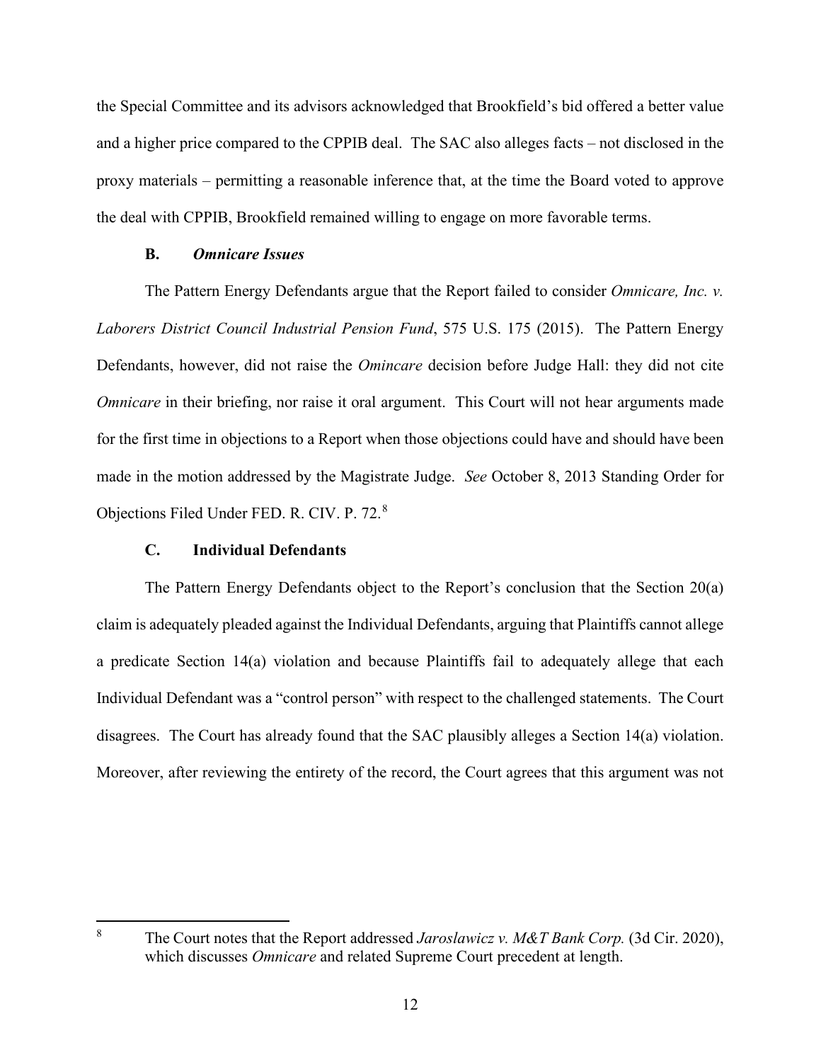the Special Committee and its advisors acknowledged that Brookfield's bid offered a better value and a higher price compared to the CPPIB deal. The SAC also alleges facts – not disclosed in the proxy materials – permitting a reasonable inference that, at the time the Board voted to approve the deal with CPPIB, Brookfield remained willing to engage on more favorable terms.

### B. *Omnicare Issues*

The Pattern Energy Defendants argue that the Report failed to consider *Omnicare, Inc. v. Laborers District Council Industrial Pension Fund*, 575 U.S. 175 (2015). The Pattern Energy Defendants, however, did not raise the *Omincare* decision before Judge Hall: they did not cite *Omnicare* in their briefing, nor raise it oral argument. This Court will not hear arguments made for the first time in objections to a Report when those objections could have and should have been made in the motion addressed by the Magistrate Judge. *See* October 8, 2013 Standing Order for Objections Filed Under FED. R. CIV. P. 72.[8]

### C. Individual Defendants

The Pattern Energy Defendants object to the Report's conclusion that the Section 20(a) claim is adequately pleaded against the Individual Defendants, arguing that Plaintiffs cannot allege a predicate Section 14(a) violation and because Plaintiffs fail to adequately allege that each Individual Defendant was a "control person" with respect to the challenged statements. The Court disagrees. The Court has already found that the SAC plausibly alleges a Section 14(a) violation. Moreover, after reviewing the entirety of the record, the Court agrees that this argument was not

---

[8] The Court notes that the Report addressed *Jaroslawicz v. M&T Bank Corp.* (3d Cir. 2020), which discusses *Omnicare* and related Supreme Court precedent at length.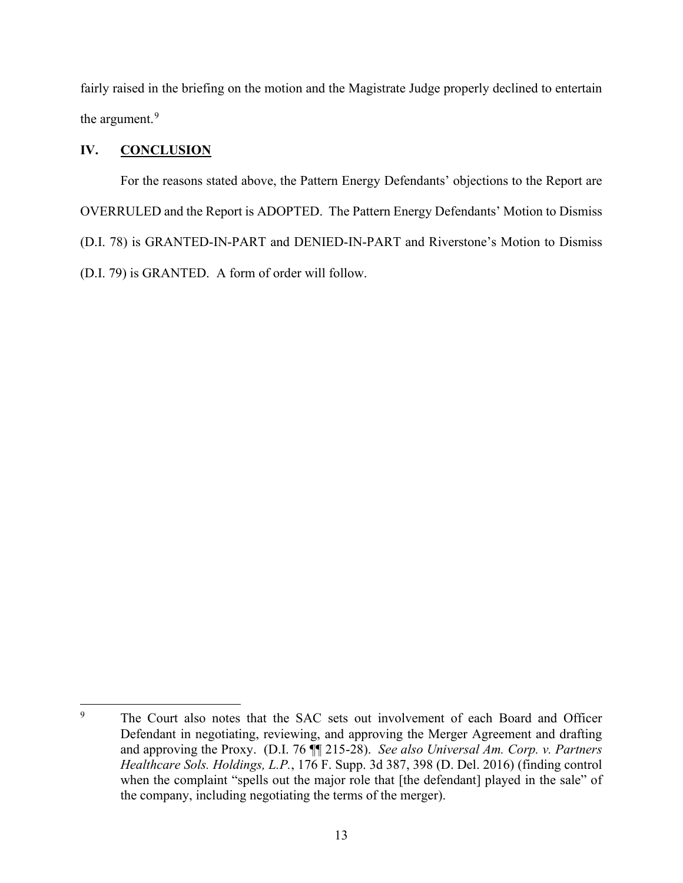fairly raised in the briefing on the motion and the Magistrate Judge properly declined to entertain the argument.[9]

## IV. CONCLUSION

For the reasons stated above, the Pattern Energy Defendants' objections to the Report are OVERRULED and the Report is ADOPTED. The Pattern Energy Defendants' Motion to Dismiss (D.I. 78) is GRANTED-IN-PART and DENIED-IN-PART and Riverstone's Motion to Dismiss (D.I. 79) is GRANTED. A form of order will follow.

---

[9] The Court also notes that the SAC sets out involvement of each Board and Officer Defendant in negotiating, reviewing, and approving the Merger Agreement and drafting and approving the Proxy. (D.I. 76 ¶¶ 215-28). *See also Universal Am. Corp. v. Partners Healthcare Sols. Holdings, L.P.*, 176 F. Supp. 3d 387, 398 (D. Del. 2016) (finding control when the complaint "spells out the major role that [the defendant] played in the sale" of the company, including negotiating the terms of the merger).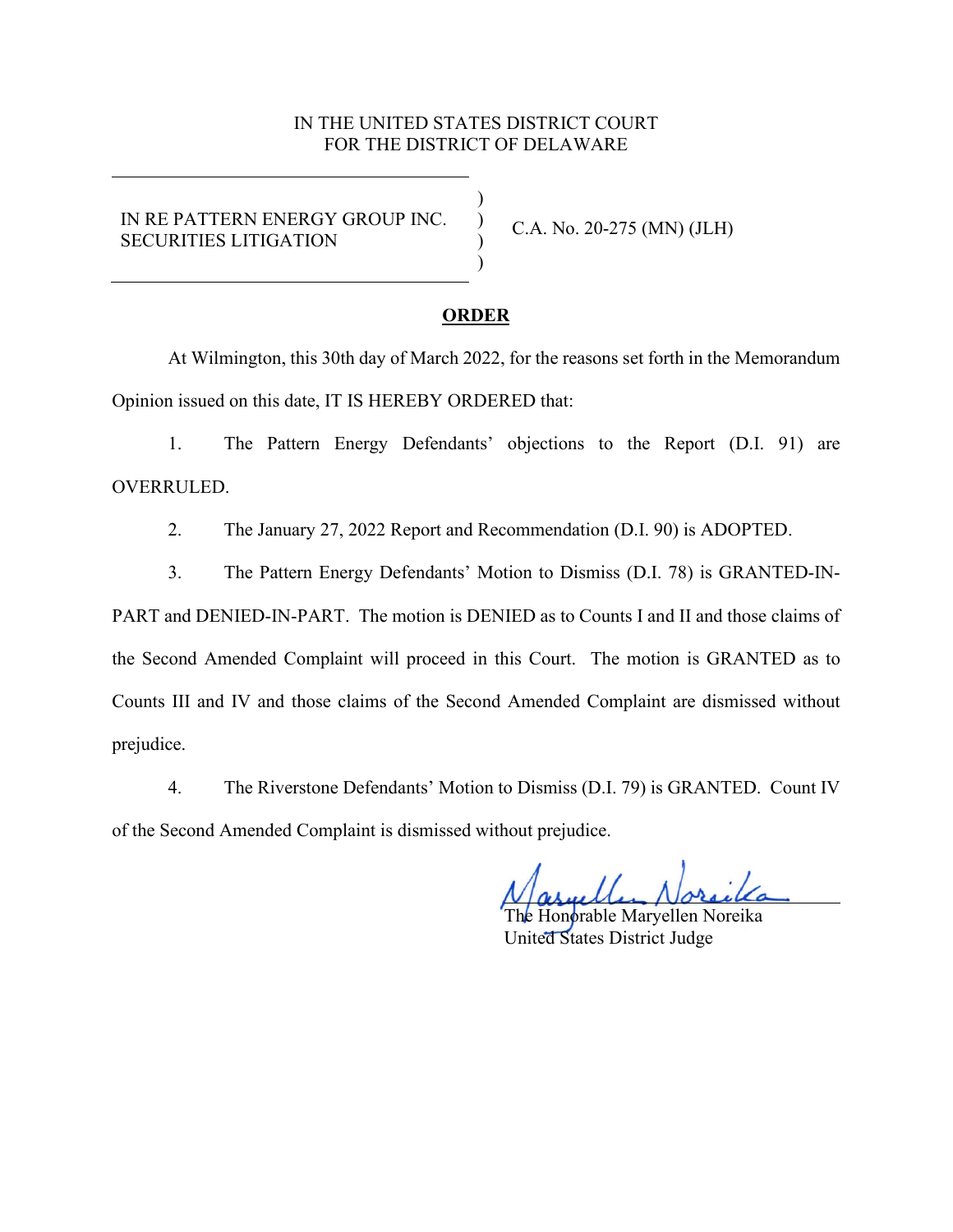IN THE UNITED STATES DISTRICT COURT
FOR THE DISTRICT OF DELAWARE

IN RE PATTERN ENERGY GROUP INC. SECURITIES LITIGATION

C.A. No. 20-275 (MN) (JLH)

## ORDER

At Wilmington, this 30th day of March 2022, for the reasons set forth in the Memorandum Opinion issued on this date, IT IS HEREBY ORDERED that:

1. The Pattern Energy Defendants' objections to the Report (D.I. 91) are OVERRULED.

2. The January 27, 2022 Report and Recommendation (D.I. 90) is ADOPTED.

3. The Pattern Energy Defendants' Motion to Dismiss (D.I. 78) is GRANTED-IN-PART and DENIED-IN-PART. The motion is DENIED as to Counts I and II and those claims of the Second Amended Complaint will proceed in this Court. The motion is GRANTED as to Counts III and IV and those claims of the Second Amended Complaint are dismissed without prejudice.

4. The Riverstone Defendants' Motion to Dismiss (D.I. 79) is GRANTED. Count IV of the Second Amended Complaint is dismissed without prejudice.

The Honorable Maryellen Noreika
United States District Judge